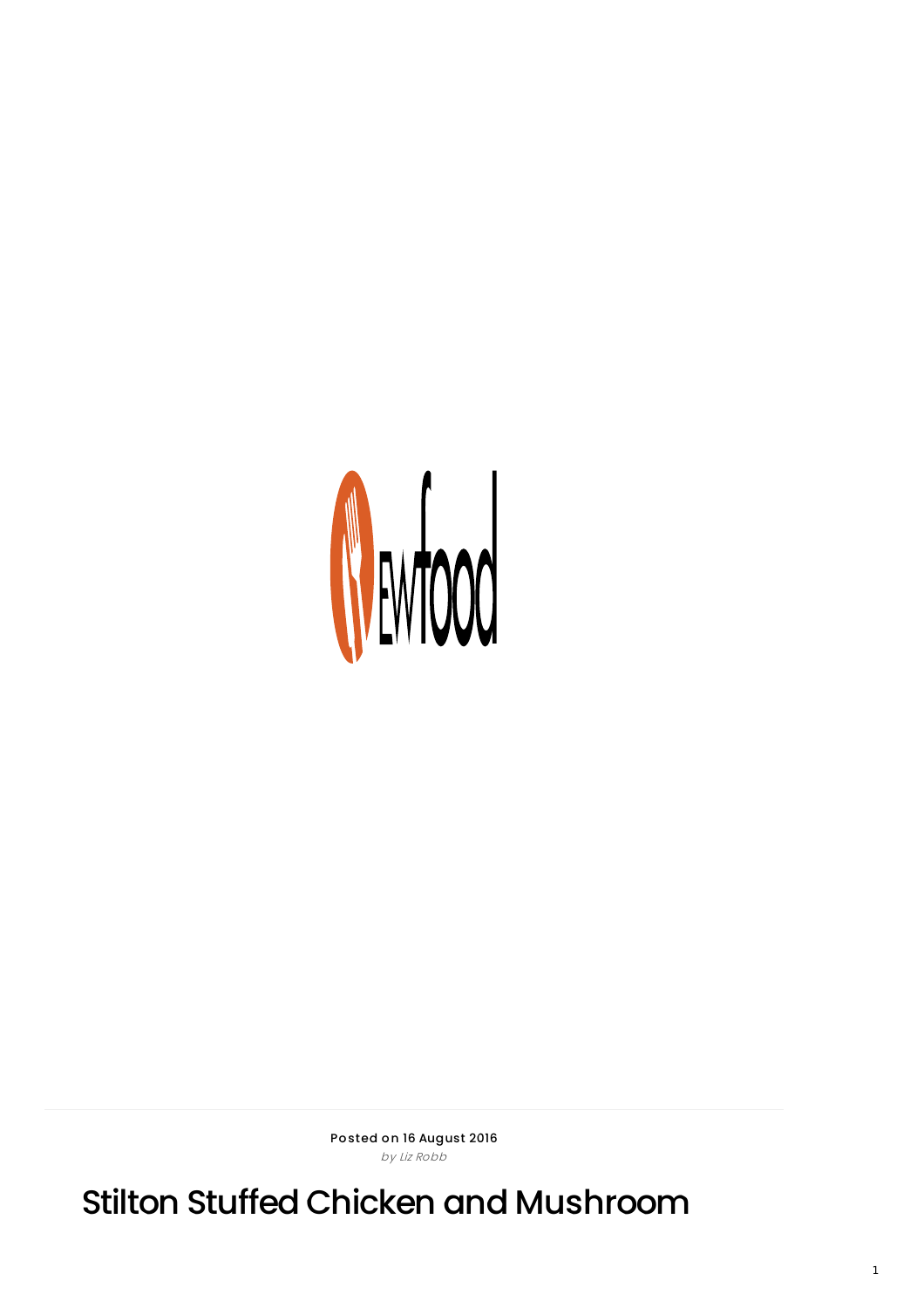Posted on 16 August 2016

*by Liz Robb*

# Stilton Stuffed Chicken and Mushroom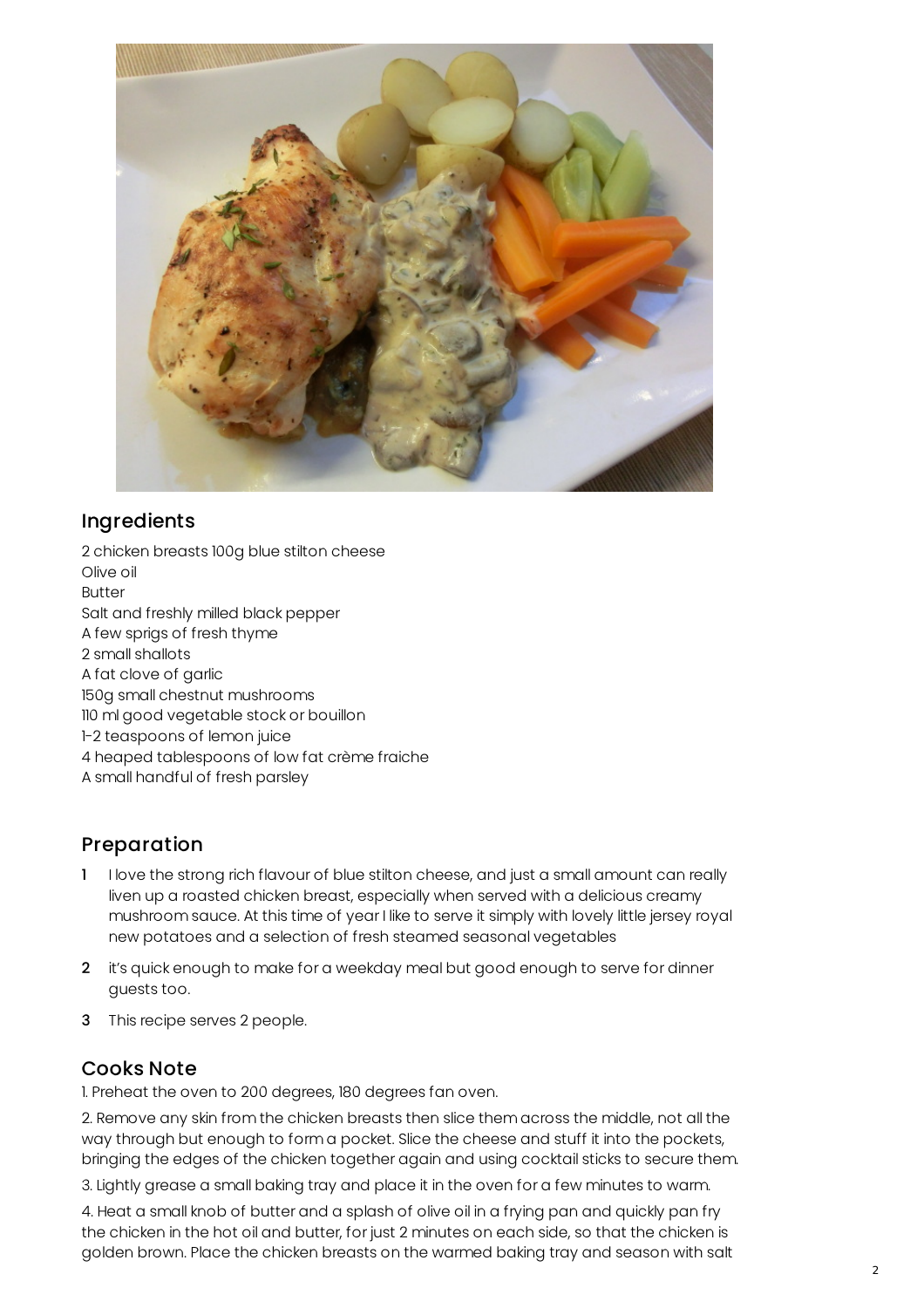## Ingredients

2 chicken breasts 100g blue stilton cheese
Olive oil
Butter
Salt and freshly milled black pepper
A few sprigs of fresh thyme
2 small shallots
A fat clove of garlic
150g small chestnut mushrooms
110 ml good vegetable stock or bouillon
1-2 teaspoons of lemon juice
4 heaped tablespoons of low fat crème fraiche
A small handful of fresh parsley

## Preparation

1. I love the strong rich flavour of blue stilton cheese, and just a small amount can really liven up a roasted chicken breast, especially when served with a delicious creamy mushroom sauce. At this time of year I like to serve it simply with lovely little jersey royal new potatoes and a selection of fresh steamed seasonal vegetables
2. it's quick enough to make for a weekday meal but good enough to serve for dinner guests too.
3. This recipe serves 2 people.

## Cooks Note

1. Preheat the oven to 200 degrees, 180 degrees fan oven.

2. Remove any skin from the chicken breasts then slice them across the middle, not all the way through but enough to form a pocket. Slice the cheese and stuff it into the pockets, bringing the edges of the chicken together again and using cocktail sticks to secure them.

3. Lightly grease a small baking tray and place it in the oven for a few minutes to warm.

4. Heat a small knob of butter and a splash of olive oil in a frying pan and quickly pan fry the chicken in the hot oil and butter, for just 2 minutes on each side, so that the chicken is golden brown. Place the chicken breasts on the warmed baking tray and season with salt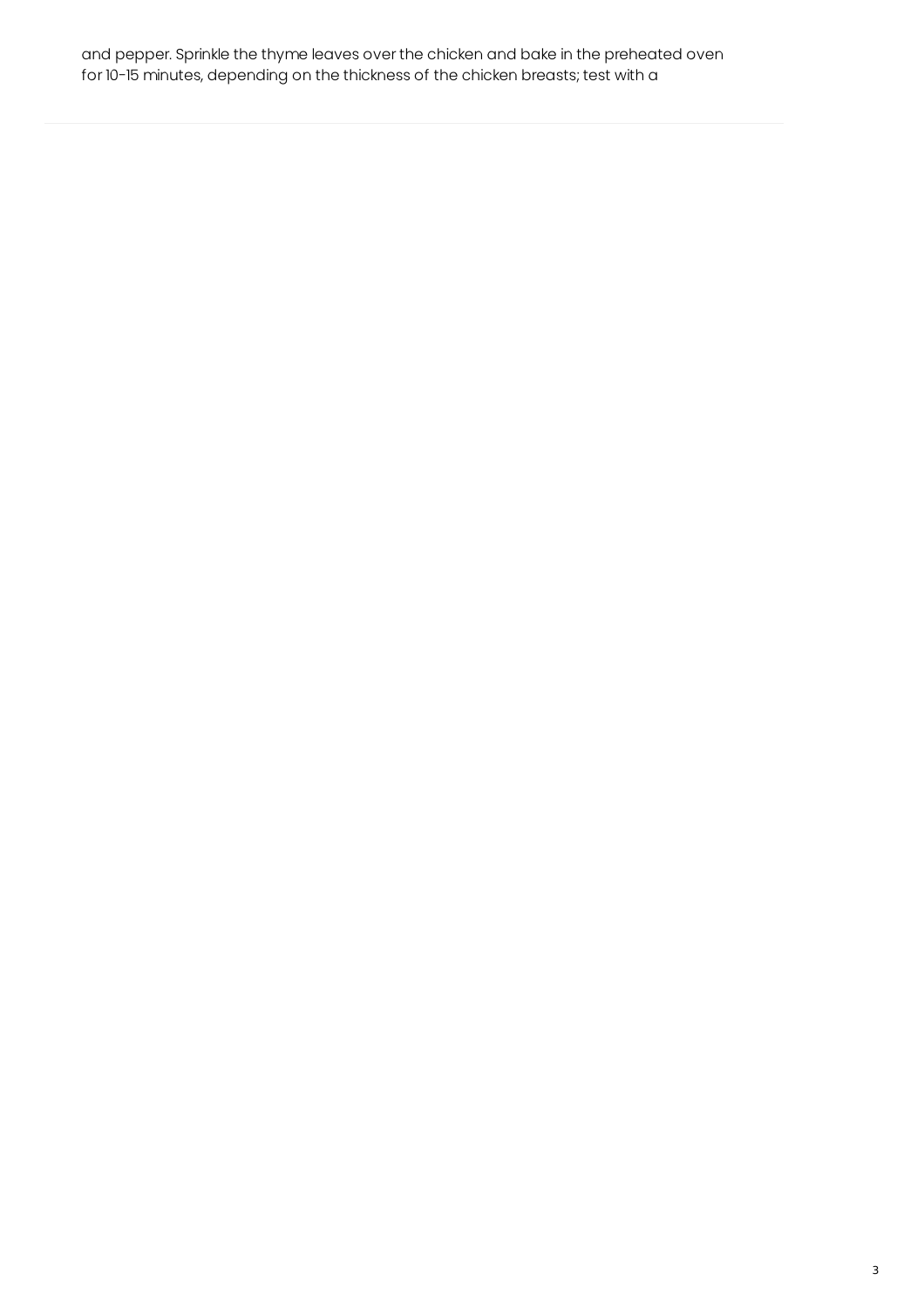and pepper. Sprinkle the thyme leaves over the chicken and bake in the preheated oven for 10-15 minutes, depending on the thickness of the chicken breasts; test with a